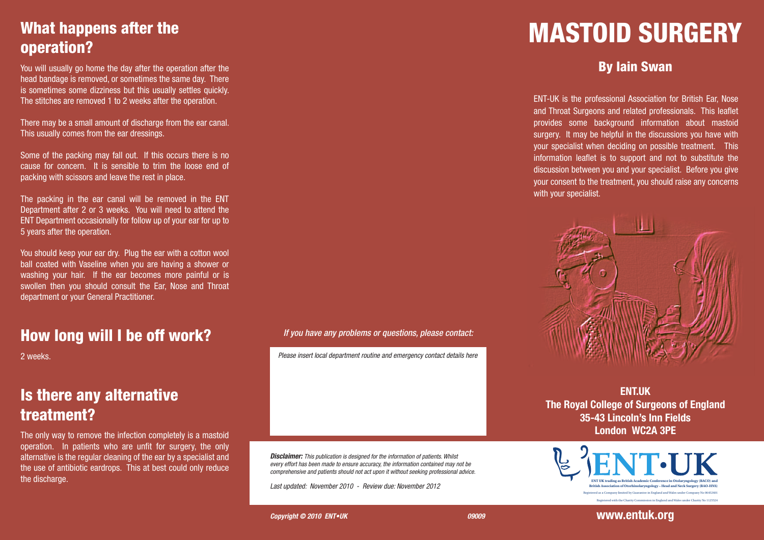# MASTOID SURGERY

## By Iain Swan

ENT-UK is the professional Association for British Ear, Nose and Throat Surgeons and related professionals. This leaflet provides some background information about mastoid surgery. It may be helpful in the discussions you have with your specialist when deciding on possible treatment. This information leaflet is to support and not to substitute the discussion between you and your specialist. Before you give your consent to the treatment, you should raise any concerns with your specialist.

**ENT.UK**
**The Royal College of Surgeons of England**
**35-43 Lincoln's Inn Fields**
**London WC2A 3PE**

ENT UK trading as British Academic Conference in Otolaryngology (BACO) and British Association of Otorhinolaryngology – Head and Neck Surgery (BAO-HNS)

Registered as a Company limited by Guarantee in England and Wales under Company No 06452601

Registered with the Charity Commission in England and Wales under Charity No 1125524

**www.entuk.org**

## What happens after the operation?

You will usually go home the day after the operation after the head bandage is removed, or sometimes the same day. There is sometimes some dizziness but this usually settles quickly. The stitches are removed 1 to 2 weeks after the operation.

There may be a small amount of discharge from the ear canal. This usually comes from the ear dressings.

Some of the packing may fall out. If this occurs there is no cause for concern. It is sensible to trim the loose end of packing with scissors and leave the rest in place.

The packing in the ear canal will be removed in the ENT Department after 2 or 3 weeks. You will need to attend the ENT Department occasionally for follow up of your ear for up to 5 years after the operation.

You should keep your ear dry. Plug the ear with a cotton wool ball coated with Vaseline when you are having a shower or washing your hair. If the ear becomes more painful or is swollen then you should consult the Ear, Nose and Throat department or your General Practitioner.

## How long will I be off work?

2 weeks.

## Is there any alternative treatment?

The only way to remove the infection completely is a mastoid operation. In patients who are unfit for surgery, the only alternative is the regular cleaning of the ear by a specialist and the use of antibiotic eardrops. This at best could only reduce the discharge.

*If you have any problems or questions, please contact:*

*Please insert local department routine and emergency contact details here*

***Disclaimer:*** *This publication is designed for the information of patients. Whilst every effort has been made to ensure accuracy, the information contained may not be comprehensive and patients should not act upon it without seeking professional advice.*

*Last updated: November 2010 - Review due: November 2012*

***Copyright © 2010 ENT•UK*** ***09009***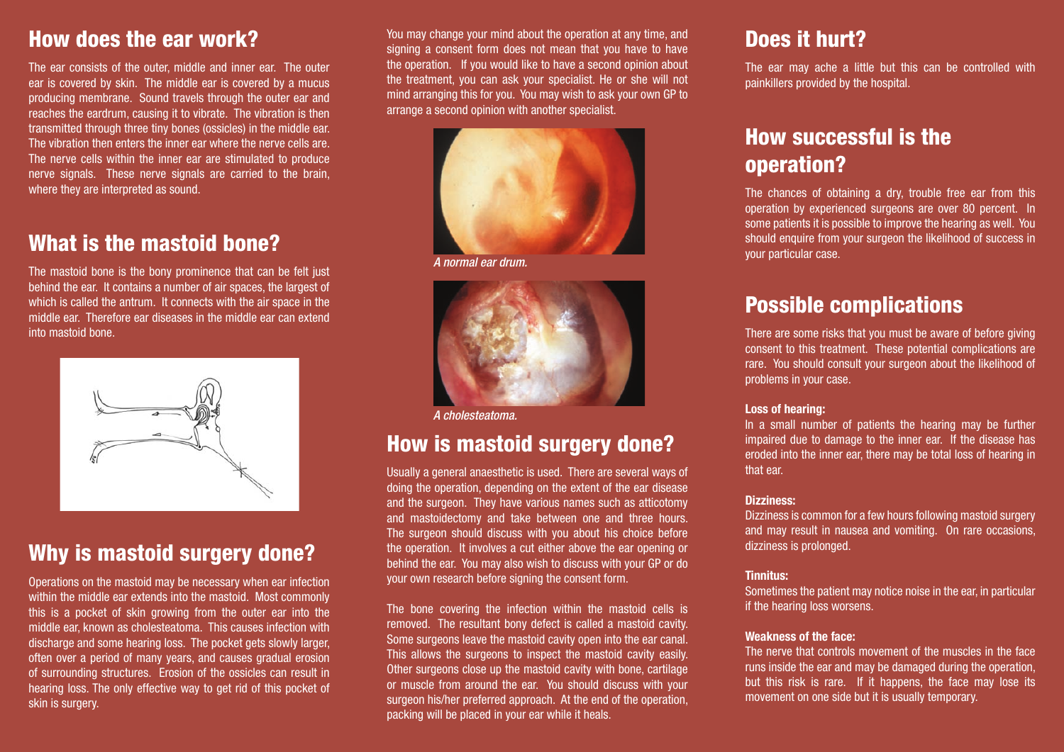## How does the ear work?

The ear consists of the outer, middle and inner ear. The outer ear is covered by skin. The middle ear is covered by a mucus producing membrane. Sound travels through the outer ear and reaches the eardrum, causing it to vibrate. The vibration is then transmitted through three tiny bones (ossicles) in the middle ear. The vibration then enters the inner ear where the nerve cells are. The nerve cells within the inner ear are stimulated to produce nerve signals. These nerve signals are carried to the brain, where they are interpreted as sound.

## What is the mastoid bone?

The mastoid bone is the bony prominence that can be felt just behind the ear. It contains a number of air spaces, the largest of which is called the antrum. It connects with the air space in the middle ear. Therefore ear diseases in the middle ear can extend into mastoid bone.

## Why is mastoid surgery done?

Operations on the mastoid may be necessary when ear infection within the middle ear extends into the mastoid. Most commonly this is a pocket of skin growing from the outer ear into the middle ear, known as cholesteatoma. This causes infection with discharge and some hearing loss. The pocket gets slowly larger, often over a period of many years, and causes gradual erosion of surrounding structures. Erosion of the ossicles can result in hearing loss. The only effective way to get rid of this pocket of skin is surgery.

You may change your mind about the operation at any time, and signing a consent form does not mean that you have to have the operation. If you would like to have a second opinion about the treatment, you can ask your specialist. He or she will not mind arranging this for you. You may wish to ask your own GP to arrange a second opinion with another specialist.

*A normal ear drum.*

*A cholesteatoma.*

## How is mastoid surgery done?

Usually a general anaesthetic is used. There are several ways of doing the operation, depending on the extent of the ear disease and the surgeon. They have various names such as atticotomy and mastoidectomy and take between one and three hours. The surgeon should discuss with you about his choice before the operation. It involves a cut either above the ear opening or behind the ear. You may also wish to discuss with your GP or do your own research before signing the consent form.

The bone covering the infection within the mastoid cells is removed. The resultant bony defect is called a mastoid cavity. Some surgeons leave the mastoid cavity open into the ear canal. This allows the surgeons to inspect the mastoid cavity easily. Other surgeons close up the mastoid cavity with bone, cartilage or muscle from around the ear. You should discuss with your surgeon his/her preferred approach. At the end of the operation, packing will be placed in your ear while it heals.

## Does it hurt?

The ear may ache a little but this can be controlled with painkillers provided by the hospital.

## How successful is the operation?

The chances of obtaining a dry, trouble free ear from this operation by experienced surgeons are over 80 percent. In some patients it is possible to improve the hearing as well. You should enquire from your surgeon the likelihood of success in your particular case.

## Possible complications

There are some risks that you must be aware of before giving consent to this treatment. These potential complications are rare. You should consult your surgeon about the likelihood of problems in your case.

**Loss of hearing:**
In a small number of patients the hearing may be further impaired due to damage to the inner ear. If the disease has eroded into the inner ear, there may be total loss of hearing in that ear.

**Dizziness:**
Dizziness is common for a few hours following mastoid surgery and may result in nausea and vomiting. On rare occasions, dizziness is prolonged.

**Tinnitus:**
Sometimes the patient may notice noise in the ear, in particular if the hearing loss worsens.

**Weakness of the face:**
The nerve that controls movement of the muscles in the face runs inside the ear and may be damaged during the operation, but this risk is rare. If it happens, the face may lose its movement on one side but it is usually temporary.